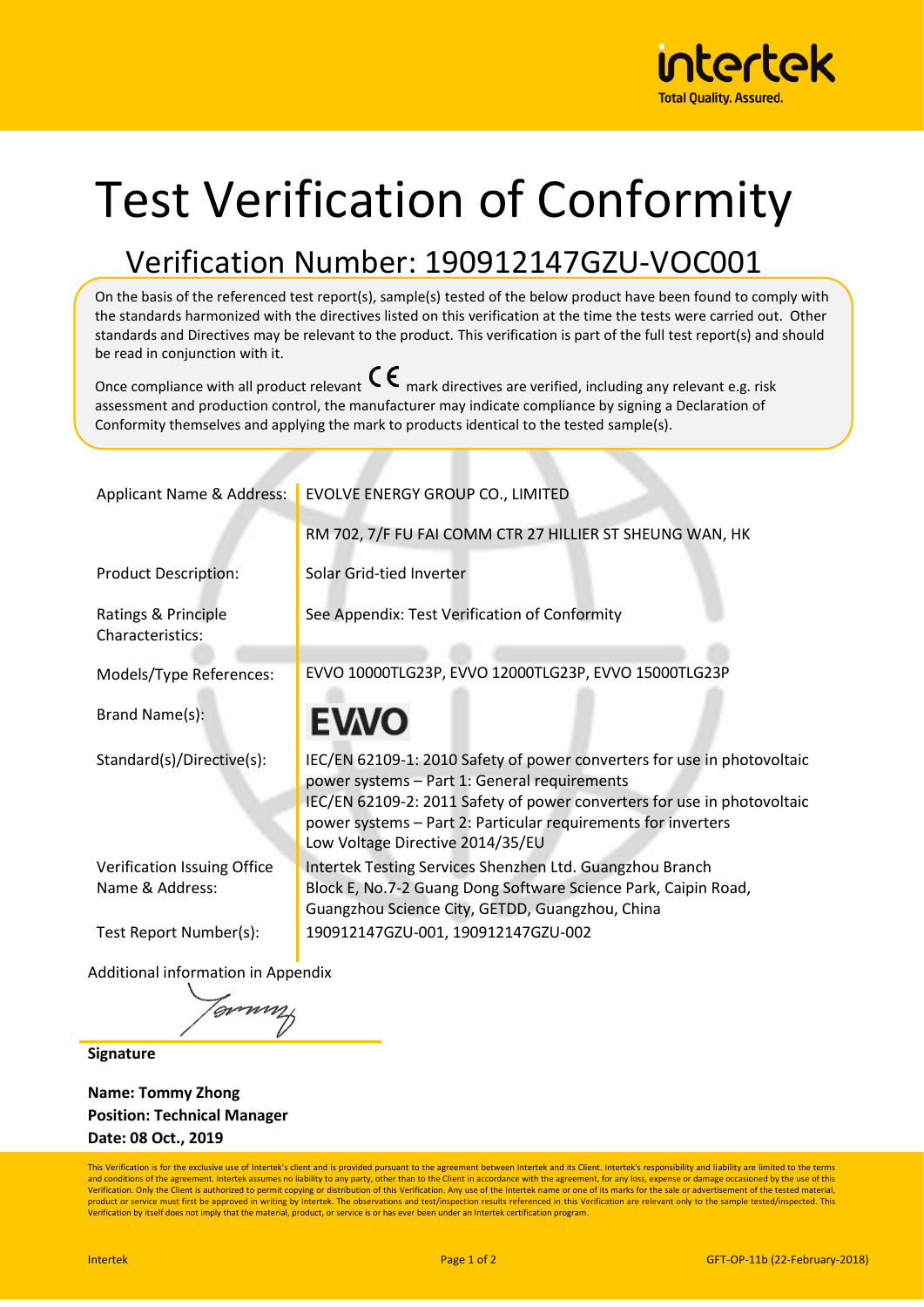# Test Verification of Conformity

## Verification Number: 190912147GZU-VOC001

On the basis of the referenced test report(s), sample(s) tested of the below product have been found to comply with the standards harmonized with the directives listed on this verification at the time the tests were carried out. Other standards and Directives may be relevant to the product. This verification is part of the full test report(s) and should be read in conjunction with it.

Once compliance with all product relevant CE mark directives are verified, including any relevant e.g. risk assessment and production control, the manufacturer may indicate compliance by signing a Declaration of Conformity themselves and applying the mark to products identical to the tested sample(s).

| | |
|---|---|
| Applicant Name & Address: | EVOLVE ENERGY GROUP CO., LIMITED<br>RM 702, 7/F FU FAI COMM CTR 27 HILLIER ST SHEUNG WAN, HK |
| Product Description: | Solar Grid-tied Inverter |
| Ratings & Principle Characteristics: | See Appendix: Test Verification of Conformity |
| Models/Type References: | EVVO 10000TLG23P, EVVO 12000TLG23P, EVVO 15000TLG23P |
| Brand Name(s): | EVVO |
| Standard(s)/Directive(s): | IEC/EN 62109-1: 2010 Safety of power converters for use in photovoltaic power systems – Part 1: General requirements<br>IEC/EN 62109-2: 2011 Safety of power converters for use in photovoltaic power systems – Part 2: Particular requirements for inverters<br>Low Voltage Directive 2014/35/EU |
| Verification Issuing Office Name & Address: | Intertek Testing Services Shenzhen Ltd. Guangzhou Branch<br>Block E, No.7-2 Guang Dong Software Science Park, Caipin Road, Guangzhou Science City, GETDD, Guangzhou, China |
| Test Report Number(s): | 190912147GZU-001, 190912147GZU-002 |

Additional information in Appendix

**Signature**

**Name: Tommy Zhong**
**Position: Technical Manager**
**Date: 08 Oct., 2019**

This Verification is for the exclusive use of Intertek's client and is provided pursuant to the agreement between Intertek and its Client. Intertek's responsibility and liability are limited to the terms and conditions of the agreement. Intertek assumes no liability to any party, other than to the Client in accordance with the agreement, for any loss, expense or damage occasioned by the use of this Verification. Only the Client is authorized to permit copying or distribution of this Verification. Any use of the Intertek name or one of its marks for the sale or advertisement of the tested material, product or service must first be approved in writing by Intertek. The observations and test/inspection results referenced in this Verification are relevant only to the sample tested/inspected. This Verification by itself does not imply that the material, product, or service is or has ever been under an Intertek certification program.

GFT-OP-11b (22-February-2018)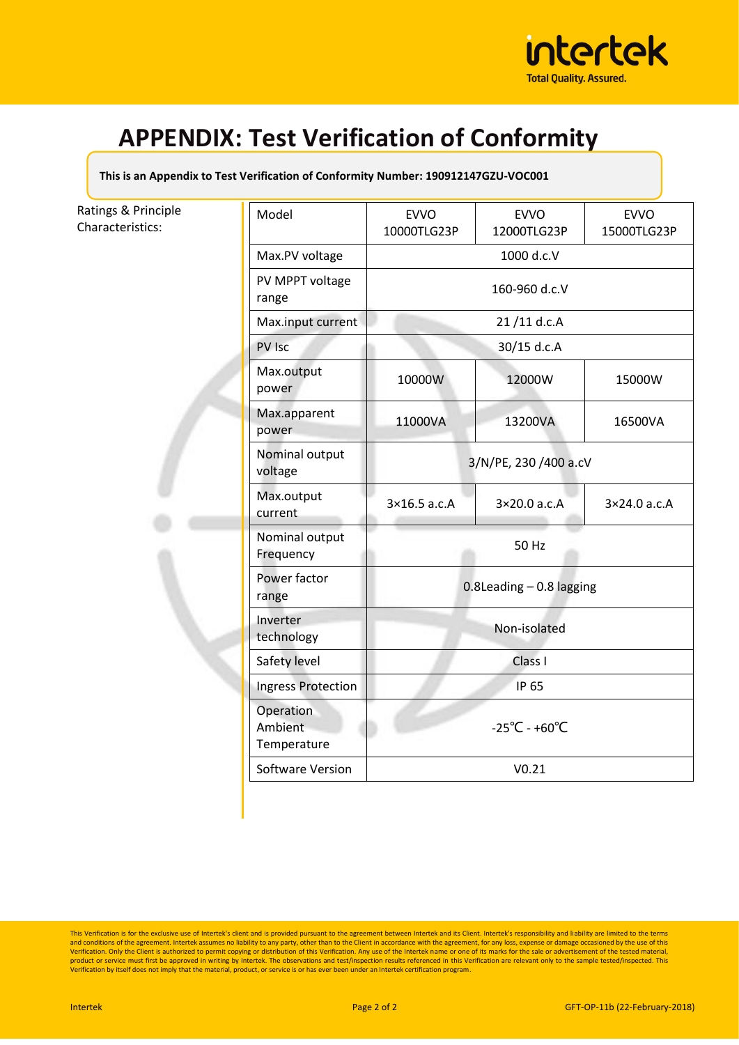# APPENDIX: Test Verification of Conformity

**This is an Appendix to Test Verification of Conformity Number: 190912147GZU-VOC001**

Ratings & Principle Characteristics:

| Model | EVVO 10000TLG23P | EVVO 12000TLG23P | EVVO 15000TLG23P |
|---|---|---|---|
| Max.PV voltage | 1000 d.c.V | | |
| PV MPPT voltage range | 160-960 d.c.V | | |
| Max.input current | 21 /11 d.c.A | | |
| PV Isc | 30/15 d.c.A | | |
| Max.output power | 10000W | 12000W | 15000W |
| Max.apparent power | 11000VA | 13200VA | 16500VA |
| Nominal output voltage | 3/N/PE, 230 /400 a.cV | | |
| Max.output current | 3×16.5 a.c.A | 3×20.0 a.c.A | 3×24.0 a.c.A |
| Nominal output Frequency | 50 Hz | | |
| Power factor range | 0.8Leading – 0.8 lagging | | |
| Inverter technology | Non-isolated | | |
| Safety level | Class I | | |
| Ingress Protection | IP 65 | | |
| Operation Ambient Temperature | -25℃ - +60℃ | | |
| Software Version | V0.21 | | |

This Verification is for the exclusive use of Intertek's client and is provided pursuant to the agreement between Intertek and its Client. Intertek's responsibility and liability are limited to the terms and conditions of the agreement. Intertek assumes no liability to any party, other than to the Client in accordance with the agreement, for any loss, expense or damage occasioned by the use of this Verification. Only the Client is authorized to permit copying or distribution of this Verification. Any use of the Intertek name or one of its marks for the sale or advertisement of the tested material, product or service must first be approved in writing by Intertek. The observations and test/inspection results referenced in this Verification are relevant only to the sample tested/inspected. This Verification by itself does not imply that the material, product, or service is or has ever been under an Intertek certification program.

Intertek GFT-OP-11b (22-February-2018)